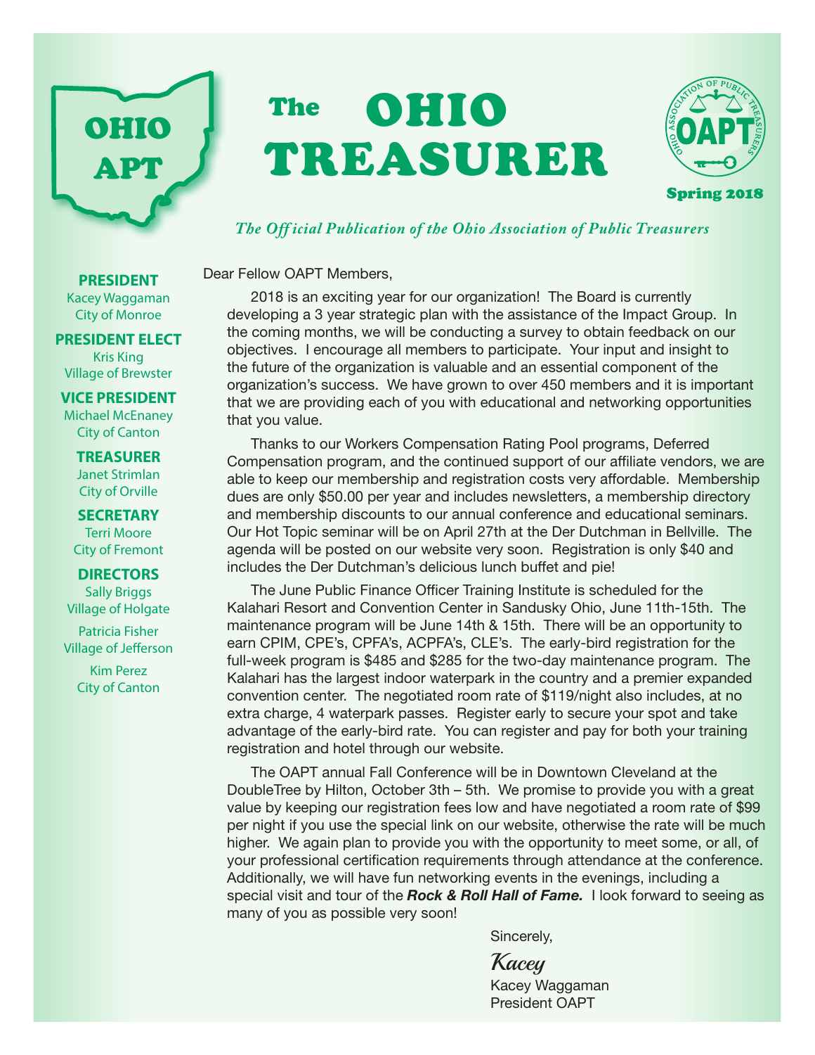# The OHIO TREASURER

OHIO APT

Spring 2018

*The Official Publication of the Ohio Association of Public Treasurers*

**PRESIDENT**
Kacey Waggaman
City of Monroe

**PRESIDENT ELECT**
Kris King
Village of Brewster

**VICE PRESIDENT**
Michael McEnaney
City of Canton

**TREASURER**
Janet Strimlan
City of Orville

**SECRETARY**
Terri Moore
City of Fremont

**DIRECTORS**
Sally Briggs
Village of Holgate

Patricia Fisher
Village of Jefferson

Kim Perez
City of Canton

Dear Fellow OAPT Members,

2018 is an exciting year for our organization! The Board is currently developing a 3 year strategic plan with the assistance of the Impact Group. In the coming months, we will be conducting a survey to obtain feedback on our objectives. I encourage all members to participate. Your input and insight to the future of the organization is valuable and an essential component of the organization's success. We have grown to over 450 members and it is important that we are providing each of you with educational and networking opportunities that you value.

Thanks to our Workers Compensation Rating Pool programs, Deferred Compensation program, and the continued support of our affiliate vendors, we are able to keep our membership and registration costs very affordable. Membership dues are only $50.00 per year and includes newsletters, a membership directory and membership discounts to our annual conference and educational seminars. Our Hot Topic seminar will be on April 27th at the Der Dutchman in Bellville. The agenda will be posted on our website very soon. Registration is only $40 and includes the Der Dutchman's delicious lunch buffet and pie!

The June Public Finance Officer Training Institute is scheduled for the Kalahari Resort and Convention Center in Sandusky Ohio, June 11th-15th. The maintenance program will be June 14th & 15th. There will be an opportunity to earn CPIM, CPE's, CPFA's, ACPFA's, CLE's. The early-bird registration for the full-week program is $485 and $285 for the two-day maintenance program. The Kalahari has the largest indoor waterpark in the country and a premier expanded convention center. The negotiated room rate of $119/night also includes, at no extra charge, 4 waterpark passes. Register early to secure your spot and take advantage of the early-bird rate. You can register and pay for both your training registration and hotel through our website.

The OAPT annual Fall Conference will be in Downtown Cleveland at the DoubleTree by Hilton, October 3th – 5th. We promise to provide you with a great value by keeping our registration fees low and have negotiated a room rate of $99 per night if you use the special link on our website, otherwise the rate will be much higher. We again plan to provide you with the opportunity to meet some, or all, of your professional certification requirements through attendance at the conference. Additionally, we will have fun networking events in the evenings, including a special visit and tour of the ***Rock & Roll Hall of Fame.*** I look forward to seeing as many of you as possible very soon!

Sincerely,

*Kacey*

Kacey Waggaman
President OAPT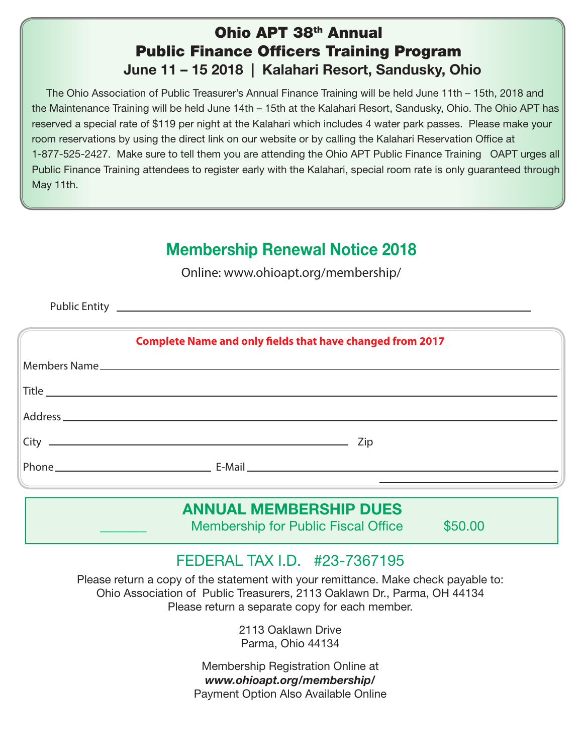# Ohio APT 38th Annual Public Finance Officers Training Program

## June 11 – 15 2018 | Kalahari Resort, Sandusky, Ohio

The Ohio Association of Public Treasurer's Annual Finance Training will be held June 11th – 15th, 2018 and the Maintenance Training will be held June 14th – 15th at the Kalahari Resort, Sandusky, Ohio. The Ohio APT has reserved a special rate of $119 per night at the Kalahari which includes 4 water park passes. Please make your room reservations by using the direct link on our website or by calling the Kalahari Reservation Office at 1-877-525-2427. Make sure to tell them you are attending the Ohio APT Public Finance Training OAPT urges all Public Finance Training attendees to register early with the Kalahari, special room rate is only guaranteed through May 11th.

## Membership Renewal Notice 2018

Online: www.ohioapt.org/membership/

Public Entity ____________________________________________

**Complete Name and only fields that have changed from 2017**

Members Name ____________________________________________

Title ____________________________________________

Address ____________________________________________

City ______________________________ Zip

Phone ______________ E-Mail ______________________________

______________

**ANNUAL MEMBERSHIP DUES**

______ Membership for Public Fiscal Office $50.00

FEDERAL TAX I.D. #23-7367195

Please return a copy of the statement with your remittance. Make check payable to:
Ohio Association of Public Treasurers, 2113 Oaklawn Dr., Parma, OH 44134
Please return a separate copy for each member.

2113 Oaklawn Drive
Parma, Ohio 44134

Membership Registration Online at
***www.ohioapt.org/membership/***
Payment Option Also Available Online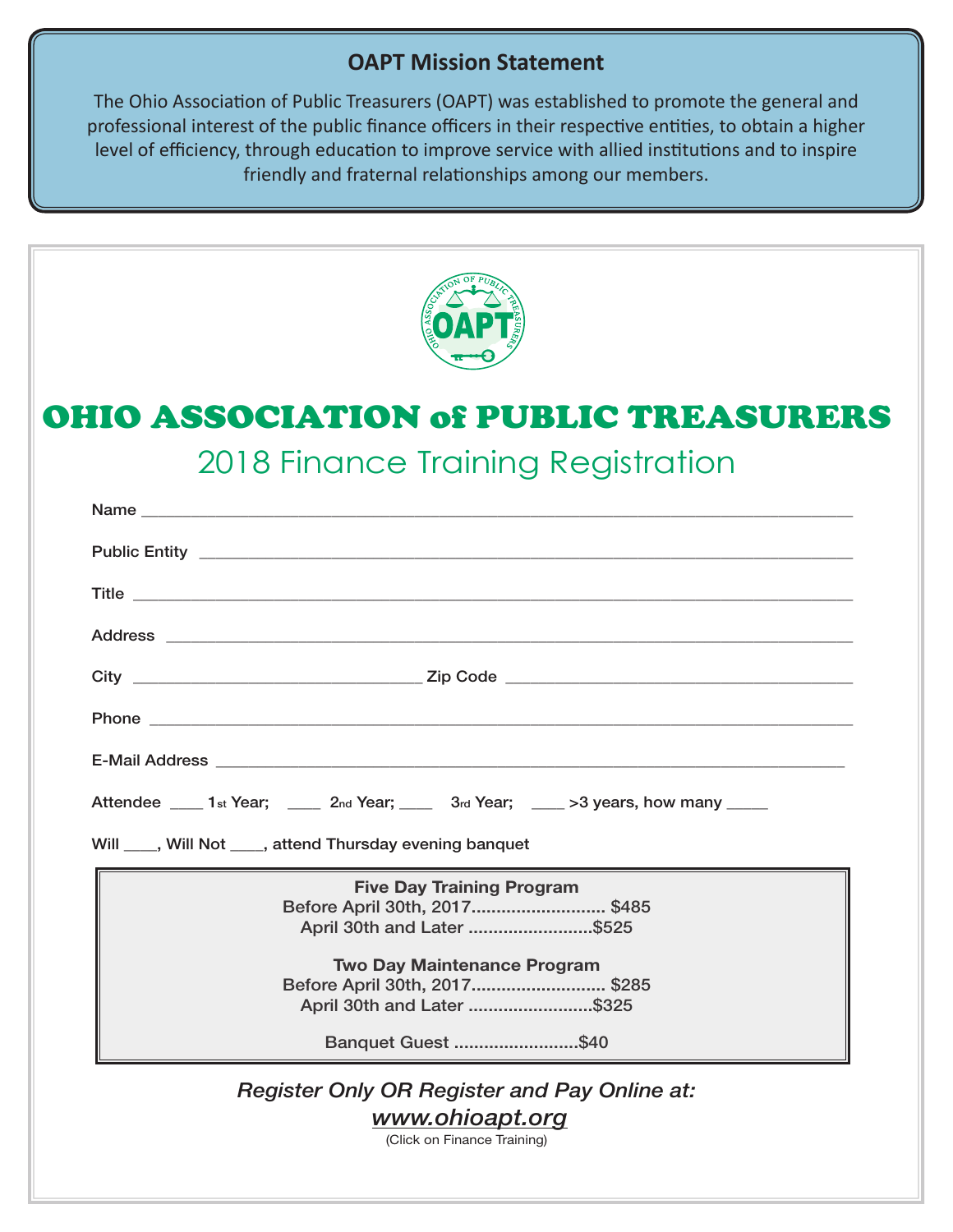## OAPT Mission Statement

The Ohio Association of Public Treasurers (OAPT) was established to promote the general and professional interest of the public finance officers in their respective entities, to obtain a higher level of efficiency, through education to improve service with allied institutions and to inspire friendly and fraternal relationships among our members.

# OHIO ASSOCIATION of PUBLIC TREASURERS

## 2018 Finance Training Registration

Name ___________________________________________________________________________

Public Entity ______________________________________________________________________

Title ____________________________________________________________________________

Address _________________________________________________________________________

City ______________________________ Zip Code ___________________________________

Phone ___________________________________________________________________________

E-Mail Address ____________________________________________________________________

Attendee ____ 1st Year; ____ 2nd Year; ____ 3rd Year; ____ >3 years, how many _____

Will ____, Will Not ____, attend Thursday evening banquet

**Five Day Training Program**
Before April 30th, 2017........................... $485
April 30th and Later .........................$525

**Two Day Maintenance Program**
Before April 30th, 2017........................... $285
April 30th and Later .........................$325

Banquet Guest .........................$40

***Register Only OR Register and Pay Online at:***
***www.ohioapt.org***
(Click on Finance Training)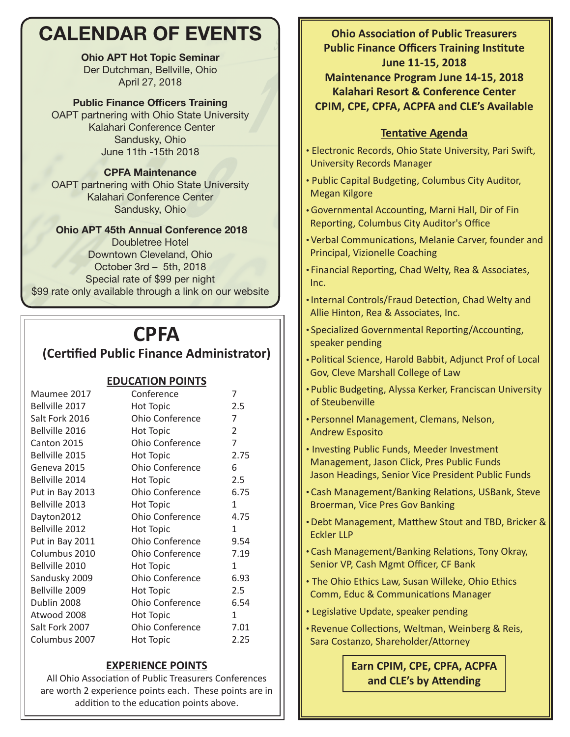# CALENDAR OF EVENTS

**Ohio APT Hot Topic Seminar**
Der Dutchman, Bellville, Ohio
April 27, 2018

**Public Finance Officers Training**
OAPT partnering with Ohio State University
Kalahari Conference Center
Sandusky, Ohio
June 11th -15th 2018

**CPFA Maintenance**
OAPT partnering with Ohio State University
Kalahari Conference Center
Sandusky, Ohio

**Ohio APT 45th Annual Conference 2018**
Doubletree Hotel
Downtown Cleveland, Ohio
October 3rd – 5th, 2018
Special rate of $99 per night
$99 rate only available through a link on our website

# CPFA
## (Certified Public Finance Administrator)

### EDUCATION POINTS

| | | |
|---|---|---|
| Maumee 2017 | Conference | 7 |
| Bellville 2017 | Hot Topic | 2.5 |
| Salt Fork 2016 | Ohio Conference | 7 |
| Bellville 2016 | Hot Topic | 2 |
| Canton 2015 | Ohio Conference | 7 |
| Bellville 2015 | Hot Topic | 2.75 |
| Geneva 2015 | Ohio Conference | 6 |
| Bellville 2014 | Hot Topic | 2.5 |
| Put in Bay 2013 | Ohio Conference | 6.75 |
| Bellville 2013 | Hot Topic | 1 |
| Dayton2012 | Ohio Conference | 4.75 |
| Bellville 2012 | Hot Topic | 1 |
| Put in Bay 2011 | Ohio Conference | 9.54 |
| Columbus 2010 | Ohio Conference | 7.19 |
| Bellville 2010 | Hot Topic | 1 |
| Sandusky 2009 | Ohio Conference | 6.93 |
| Bellville 2009 | Hot Topic | 2.5 |
| Dublin 2008 | Ohio Conference | 6.54 |
| Atwood 2008 | Hot Topic | 1 |
| Salt Fork 2007 | Ohio Conference | 7.01 |
| Columbus 2007 | Hot Topic | 2.25 |

### EXPERIENCE POINTS

All Ohio Association of Public Treasurers Conferences are worth 2 experience points each. These points are in addition to the education points above.

**Ohio Association of Public Treasurers**
**Public Finance Officers Training Institute**
**June 11-15, 2018**
**Maintenance Program June 14-15, 2018**
**Kalahari Resort & Conference Center**
**CPIM, CPE, CPFA, ACPFA and CLE's Available**

### Tentative Agenda

- Electronic Records, Ohio State University, Pari Swift, University Records Manager
- Public Capital Budgeting, Columbus City Auditor, Megan Kilgore
- Governmental Accounting, Marni Hall, Dir of Fin Reporting, Columbus City Auditor's Office
- Verbal Communications, Melanie Carver, founder and Principal, Vizionelle Coaching
- Financial Reporting, Chad Welty, Rea & Associates, Inc.
- Internal Controls/Fraud Detection, Chad Welty and Allie Hinton, Rea & Associates, Inc.
- Specialized Governmental Reporting/Accounting, speaker pending
- Political Science, Harold Babbit, Adjunct Prof of Local Gov, Cleve Marshall College of Law
- Public Budgeting, Alyssa Kerker, Franciscan University of Steubenville
- Personnel Management, Clemans, Nelson, Andrew Esposito
- Investing Public Funds, Meeder Investment Management, Jason Click, Pres Public Funds Jason Headings, Senior Vice President Public Funds
- Cash Management/Banking Relations, USBank, Steve Broerman, Vice Pres Gov Banking
- Debt Management, Matthew Stout and TBD, Bricker & Eckler LLP
- Cash Management/Banking Relations, Tony Okray, Senior VP, Cash Mgmt Officer, CF Bank
- The Ohio Ethics Law, Susan Willeke, Ohio Ethics Comm, Educ & Communications Manager
- Legislative Update, speaker pending
- Revenue Collections, Weltman, Weinberg & Reis, Sara Costanzo, Shareholder/Attorney

**Earn CPIM, CPE, CPFA, ACPFA and CLE's by Attending**